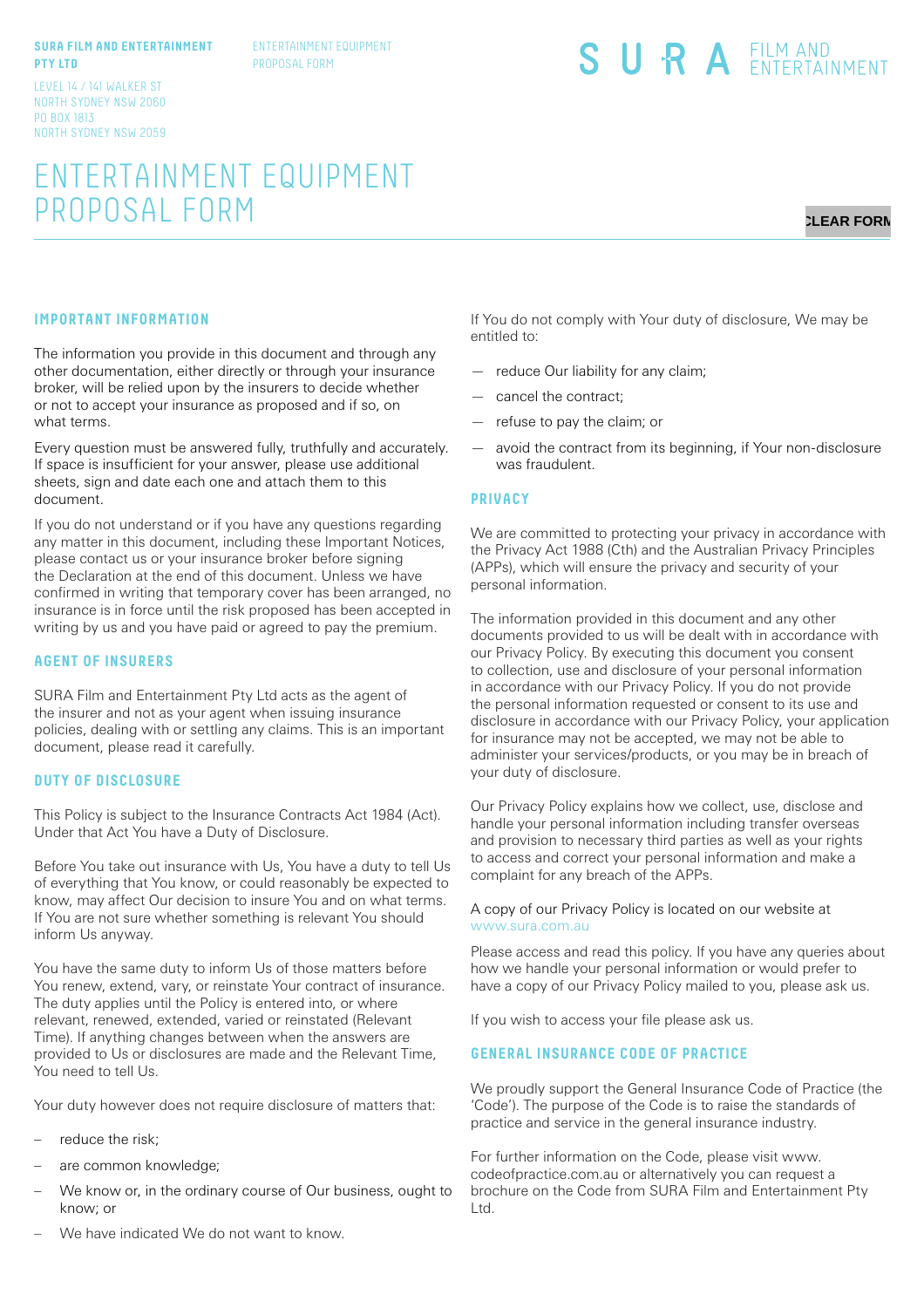**SURA FILM AND ENTERTAINMENT PTY LTD**

LEVEL 14 / 141 WALKER ST
NORTH SYDNEY NSW 2060
PO BOX 1813
NORTH SYDNEY NSW 2059

ENTERTAINMENT EQUIPMENT PROPOSAL FORM

SURA FILM AND ENTERTAINMENT

# ENTERTAINMENT EQUIPMENT PROPOSAL FORM

CLEAR FORM

## IMPORTANT INFORMATION

The information you provide in this document and through any other documentation, either directly or through your insurance broker, will be relied upon by the insurers to decide whether or not to accept your insurance as proposed and if so, on what terms.

Every question must be answered fully, truthfully and accurately. If space is insufficient for your answer, please use additional sheets, sign and date each one and attach them to this document.

If you do not understand or if you have any questions regarding any matter in this document, including these Important Notices, please contact us or your insurance broker before signing the Declaration at the end of this document. Unless we have confirmed in writing that temporary cover has been arranged, no insurance is in force until the risk proposed has been accepted in writing by us and you have paid or agreed to pay the premium.

## AGENT OF INSURERS

SURA Film and Entertainment Pty Ltd acts as the agent of the insurer and not as your agent when issuing insurance policies, dealing with or settling any claims. This is an important document, please read it carefully.

## DUTY OF DISCLOSURE

This Policy is subject to the Insurance Contracts Act 1984 (Act). Under that Act You have a Duty of Disclosure.

Before You take out insurance with Us, You have a duty to tell Us of everything that You know, or could reasonably be expected to know, may affect Our decision to insure You and on what terms. If You are not sure whether something is relevant You should inform Us anyway.

You have the same duty to inform Us of those matters before You renew, extend, vary, or reinstate Your contract of insurance. The duty applies until the Policy is entered into, or where relevant, renewed, extended, varied or reinstated (Relevant Time). If anything changes between when the answers are provided to Us or disclosures are made and the Relevant Time, You need to tell Us.

Your duty however does not require disclosure of matters that:

- reduce the risk;
- are common knowledge;
- We know or, in the ordinary course of Our business, ought to know; or
- We have indicated We do not want to know.

If You do not comply with Your duty of disclosure, We may be entitled to:

- reduce Our liability for any claim;
- cancel the contract;
- refuse to pay the claim; or
- avoid the contract from its beginning, if Your non-disclosure was fraudulent.

## PRIVACY

We are committed to protecting your privacy in accordance with the Privacy Act 1988 (Cth) and the Australian Privacy Principles (APPs), which will ensure the privacy and security of your personal information.

The information provided in this document and any other documents provided to us will be dealt with in accordance with our Privacy Policy. By executing this document you consent to collection, use and disclosure of your personal information in accordance with our Privacy Policy. If you do not provide the personal information requested or consent to its use and disclosure in accordance with our Privacy Policy, your application for insurance may not be accepted, we may not be able to administer your services/products, or you may be in breach of your duty of disclosure.

Our Privacy Policy explains how we collect, use, disclose and handle your personal information including transfer overseas and provision to necessary third parties as well as your rights to access and correct your personal information and make a complaint for any breach of the APPs.

A copy of our Privacy Policy is located on our website at www.sura.com.au

Please access and read this policy. If you have any queries about how we handle your personal information or would prefer to have a copy of our Privacy Policy mailed to you, please ask us.

If you wish to access your file please ask us.

## GENERAL INSURANCE CODE OF PRACTICE

We proudly support the General Insurance Code of Practice (the 'Code'). The purpose of the Code is to raise the standards of practice and service in the general insurance industry.

For further information on the Code, please visit www.codeofpractice.com.au or alternatively you can request a brochure on the Code from SURA Film and Entertainment Pty Ltd.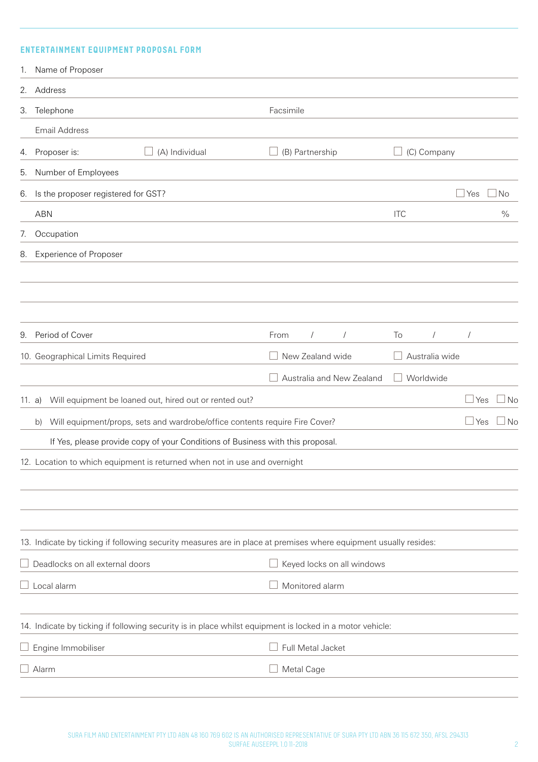## ENTERTAINMENT EQUIPMENT PROPOSAL FORM

1. Name of Proposer

2. Address

3. Telephone  Facsimile

   Email Address

4. Proposer is: ☐ (A) Individual ☐ (B) Partnership ☐ (C) Company

5. Number of Employees

6. Is the proposer registered for GST? ☐ Yes ☐ No

   ABN  ITC %

7. Occupation

8. Experience of Proposer

9. Period of Cover  From / /  To / /

10. Geographical Limits Required ☐ New Zealand wide ☐ Australia wide ☐ Australia and New Zealand ☐ Worldwide

11. a) Will equipment be loaned out, hired out or rented out? ☐ Yes ☐ No

    b) Will equipment/props, sets and wardrobe/office contents require Fire Cover? ☐ Yes ☐ No

    If Yes, please provide copy of your Conditions of Business with this proposal.

12. Location to which equipment is returned when not in use and overnight

13. Indicate by ticking if following security measures are in place at premises where equipment usually resides:

☐ Deadlocks on all external doors ☐ Keyed locks on all windows

☐ Local alarm ☐ Monitored alarm

14. Indicate by ticking if following security is in place whilst equipment is locked in a motor vehicle:

☐ Engine Immobiliser ☐ Full Metal Jacket

☐ Alarm ☐ Metal Cage

SURA FILM AND ENTERTAINMENT PTY LTD ABN 48 160 769 602 IS AN AUTHORISED REPRESENTATIVE OF SURA PTY LTD ABN 36 115 672 350, AFSL 294313
SURFAE AUSEEPPL 1.0 11-2018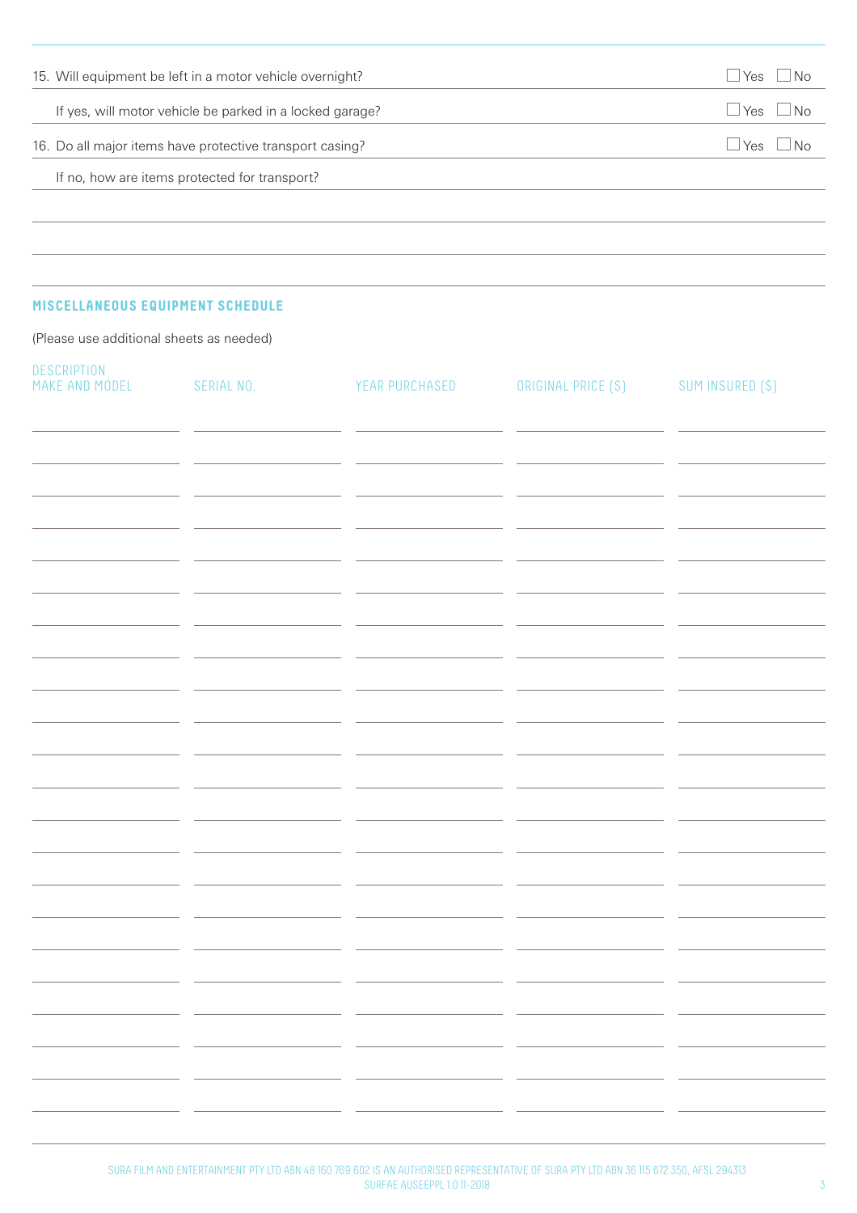15. Will equipment be left in a motor vehicle overnight? ☐ Yes ☐ No

If yes, will motor vehicle be parked in a locked garage? ☐ Yes ☐ No

16. Do all major items have protective transport casing? ☐ Yes ☐ No

If no, how are items protected for transport?

## MISCELLANEOUS EQUIPMENT SCHEDULE

(Please use additional sheets as needed)

| DESCRIPTION MAKE AND MODEL | SERIAL NO. | YEAR PURCHASED | ORIGINAL PRICE ($) | SUM INSURED ($) |
|---|---|---|---|---|
| | | | | |
| | | | | |
| | | | | |
| | | | | |
| | | | | |
| | | | | |
| | | | | |
| | | | | |
| | | | | |
| | | | | |
| | | | | |
| | | | | |
| | | | | |
| | | | | |
| | | | | |
| | | | | |
| | | | | |
| | | | | |
| | | | | |
| | | | | |
| | | | | |

SURA FILM AND ENTERTAINMENT PTY LTD ABN 48 160 769 602 IS AN AUTHORISED REPRESENTATIVE OF SURA PTY LTD ABN 36 115 672 350, AFSL 294313
SURFAE AUSEEPPL 1.0 11-2018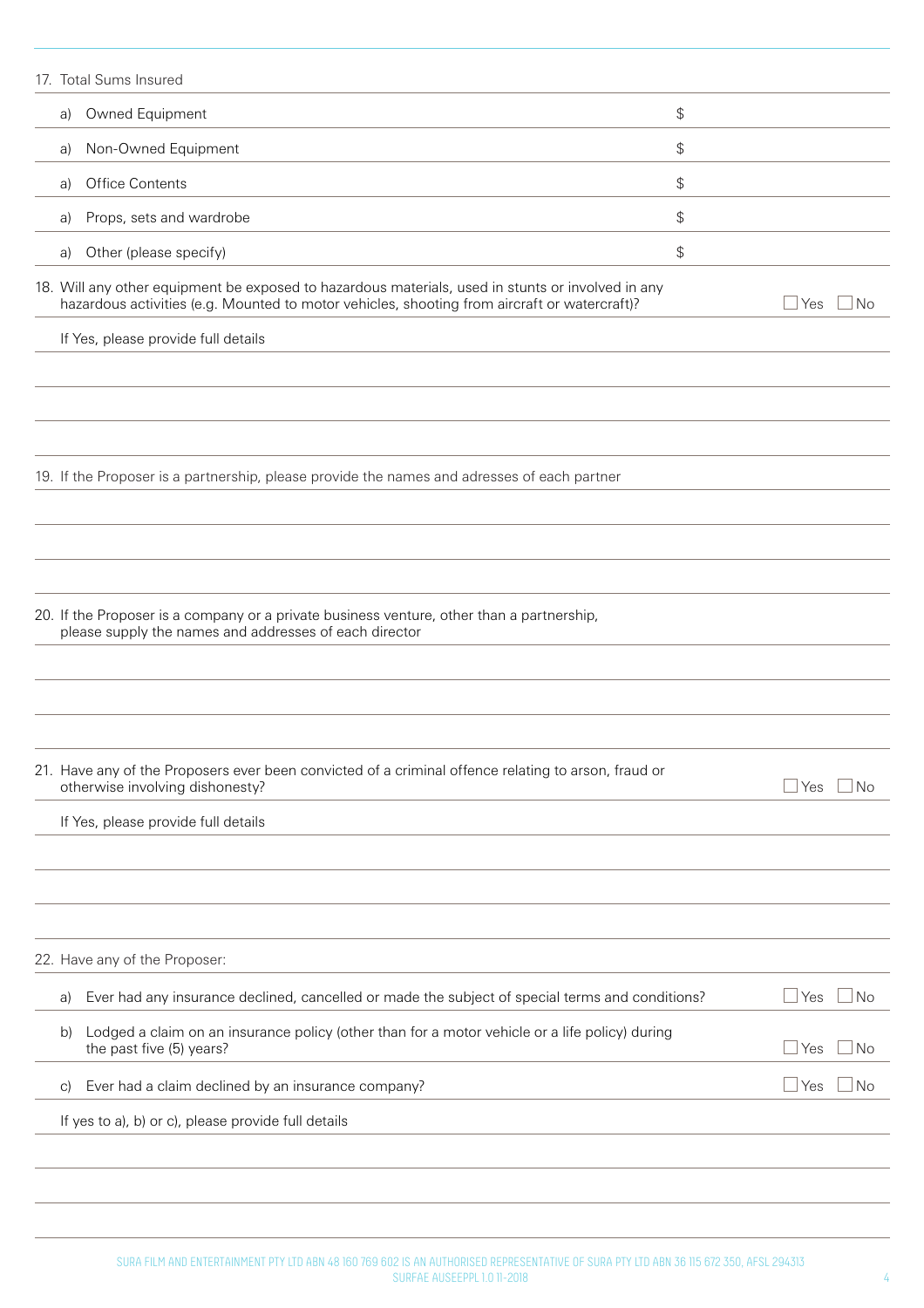17. Total Sums Insured

| | | |
|---|---|---|
| a) | Owned Equipment | $ |
| a) | Non-Owned Equipment | $ |
| a) | Office Contents | $ |
| a) | Props, sets and wardrobe | $ |
| a) | Other (please specify) | $ |

18. Will any other equipment be exposed to hazardous materials, used in stunts or involved in any hazardous activities (e.g. Mounted to motor vehicles, shooting from aircraft or watercraft)? ☐ Yes ☐ No

If Yes, please provide full details

19. If the Proposer is a partnership, please provide the names and adresses of each partner

20. If the Proposer is a company or a private business venture, other than a partnership, please supply the names and addresses of each director

21. Have any of the Proposers ever been convicted of a criminal offence relating to arson, fraud or otherwise involving dishonesty? ☐ Yes ☐ No

If Yes, please provide full details

22. Have any of the Proposer:

a) Ever had any insurance declined, cancelled or made the subject of special terms and conditions? ☐ Yes ☐ No

b) Lodged a claim on an insurance policy (other than for a motor vehicle or a life policy) during the past five (5) years? ☐ Yes ☐ No

c) Ever had a claim declined by an insurance company? ☐ Yes ☐ No

If yes to a), b) or c), please provide full details

SURA FILM AND ENTERTAINMENT PTY LTD ABN 48 160 769 602 IS AN AUTHORISED REPRESENTATIVE OF SURA PTY LTD ABN 36 115 672 350, AFSL 294313
SURFAE AUSEEPPL 1.0 11-2018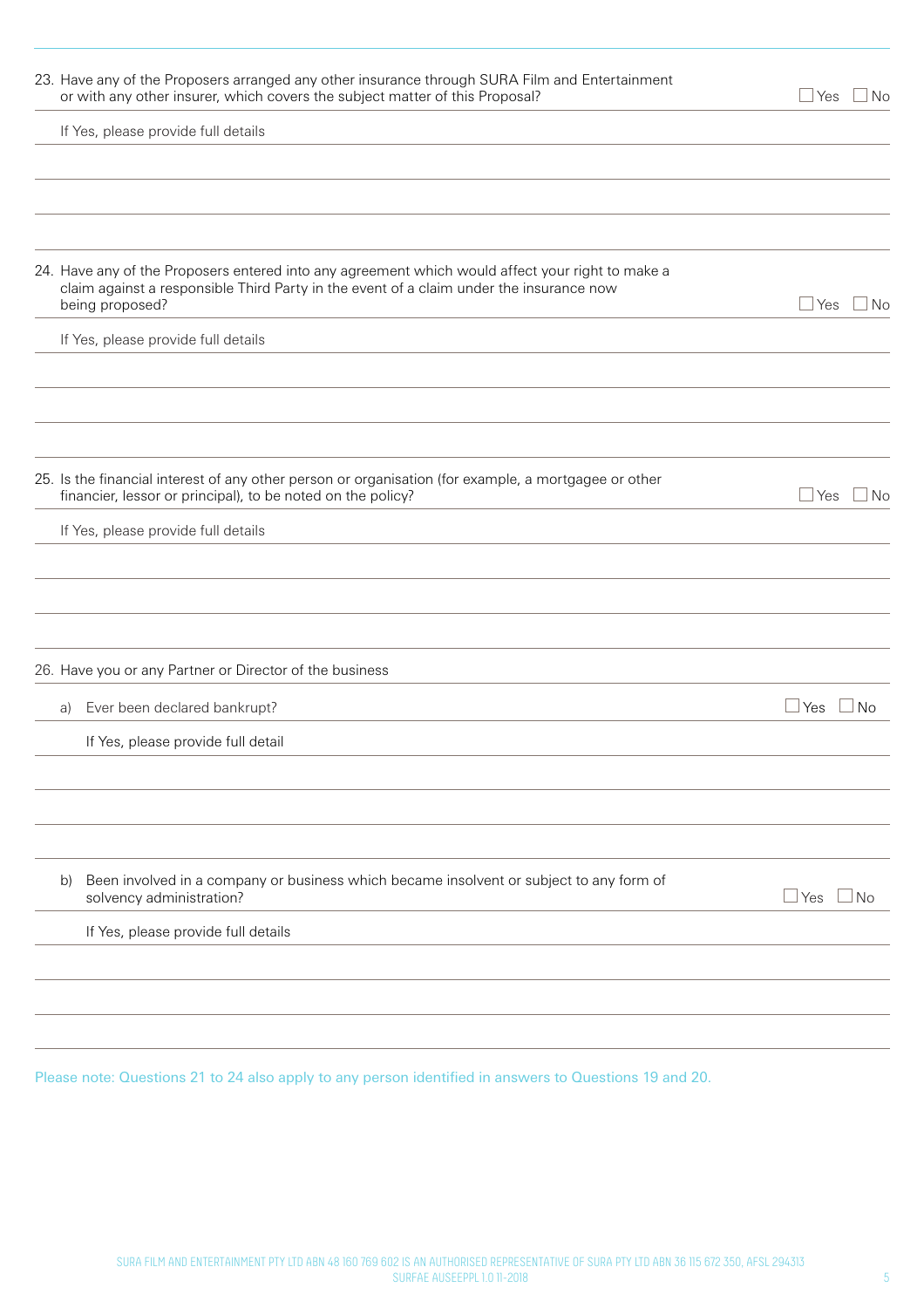23. Have any of the Proposers arranged any other insurance through SURA Film and Entertainment or with any other insurer, which covers the subject matter of this Proposal? ☐ Yes ☐ No

If Yes, please provide full details

24. Have any of the Proposers entered into any agreement which would affect your right to make a claim against a responsible Third Party in the event of a claim under the insurance now being proposed? ☐ Yes ☐ No

If Yes, please provide full details

25. Is the financial interest of any other person or organisation (for example, a mortgagee or other financier, lessor or principal), to be noted on the policy? ☐ Yes ☐ No

If Yes, please provide full details

26. Have you or any Partner or Director of the business

a) Ever been declared bankrupt? ☐ Yes ☐ No

If Yes, please provide full detail

b) Been involved in a company or business which became insolvent or subject to any form of solvency administration? ☐ Yes ☐ No

If Yes, please provide full details

Please note: Questions 21 to 24 also apply to any person identified in answers to Questions 19 and 20.

SURA FILM AND ENTERTAINMENT PTY LTD ABN 48 160 769 602 IS AN AUTHORISED REPRESENTATIVE OF SURA PTY LTD ABN 36 115 672 350, AFSL 294313
SURFAE AUSEEPPL 1.0 11-2018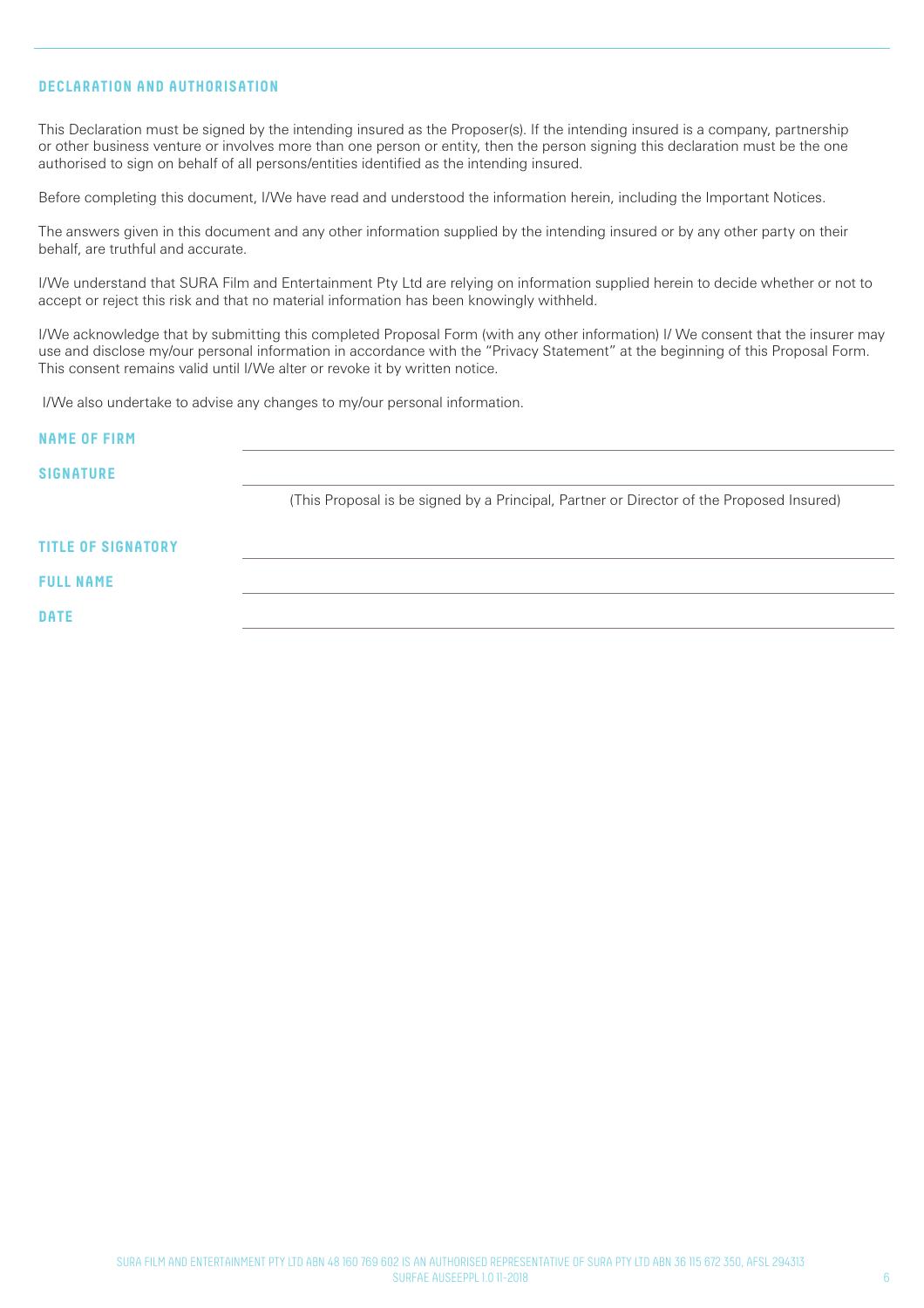## DECLARATION AND AUTHORISATION

This Declaration must be signed by the intending insured as the Proposer(s). If the intending insured is a company, partnership or other business venture or involves more than one person or entity, then the person signing this declaration must be the one authorised to sign on behalf of all persons/entities identified as the intending insured.

Before completing this document, I/We have read and understood the information herein, including the Important Notices.

The answers given in this document and any other information supplied by the intending insured or by any other party on their behalf, are truthful and accurate.

I/We understand that SURA Film and Entertainment Pty Ltd are relying on information supplied herein to decide whether or not to accept or reject this risk and that no material information has been knowingly withheld.

I/We acknowledge that by submitting this completed Proposal Form (with any other information) I/ We consent that the insurer may use and disclose my/our personal information in accordance with the "Privacy Statement" at the beginning of this Proposal Form. This consent remains valid until I/We alter or revoke it by written notice.

I/We also undertake to advise any changes to my/our personal information.

**NAME OF FIRM** ______________________________

**SIGNATURE** ______________________________

(This Proposal is be signed by a Principal, Partner or Director of the Proposed Insured)

**TITLE OF SIGNATORY** ______________________________

**FULL NAME** ______________________________

**DATE** ______________________________

SURA FILM AND ENTERTAINMENT PTY LTD ABN 48 160 769 602 IS AN AUTHORISED REPRESENTATIVE OF SURA PTY LTD ABN 36 115 672 350, AFSL 294313
SURFAE AUSEEPPL 1.0 11-2018